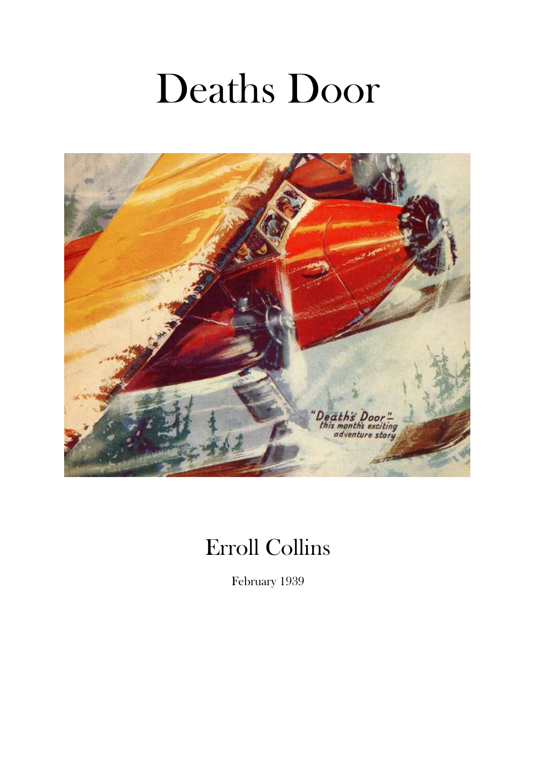# Deaths Door

## Erroll Collins

February 1939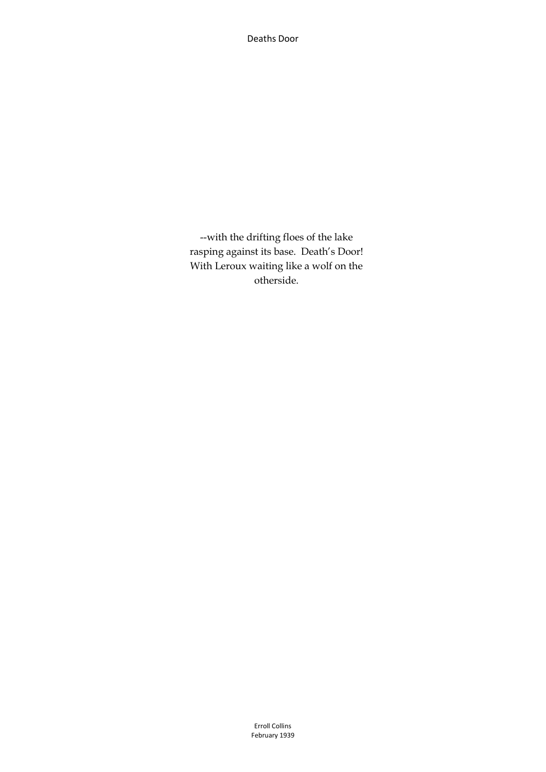--with the drifting floes of the lake rasping against its base. Death's Door! With Leroux waiting like a wolf on the otherside.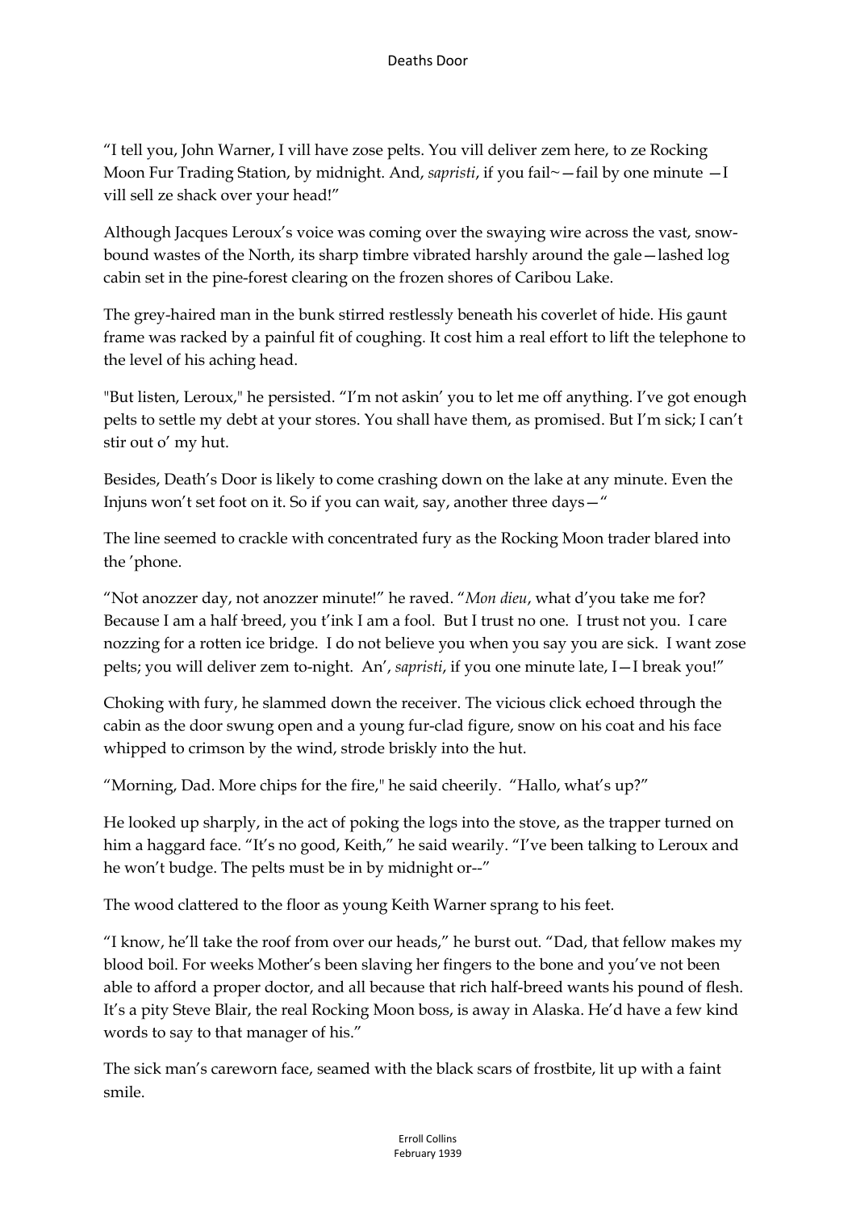"I tell you, John Warner, I vill have zose pelts. You vill deliver zem here, to ze Rocking Moon Fur Trading Station, by midnight. And, *sapristi*, if you fail~—fail by one minute —I vill sell ze shack over your head!"

Although Jacques Leroux's voice was coming over the swaying wire across the vast, snow-bound wastes of the North, its sharp timbre vibrated harshly around the gale—lashed log cabin set in the pine-forest clearing on the frozen shores of Caribou Lake.

The grey-haired man in the bunk stirred restlessly beneath his coverlet of hide. His gaunt frame was racked by a painful fit of coughing. It cost him a real effort to lift the telephone to the level of his aching head.

"But listen, Leroux," he persisted. "I'm not askin' you to let me off anything. I've got enough pelts to settle my debt at your stores. You shall have them, as promised. But I'm sick; I can't stir out o' my hut.

Besides, Death's Door is likely to come crashing down on the lake at any minute. Even the Injuns won't set foot on it. So if you can wait, say, another three days—"

The line seemed to crackle with concentrated fury as the Rocking Moon trader blared into the 'phone.

"Not anozzer day, not anozzer minute!" he raved. "*Mon dieu*, what d'you take me for? Because I am a half-breed, you t'ink I am a fool. But I trust no one. I trust not you. I care nozzing for a rotten ice bridge. I do not believe you when you say you are sick. I want zose pelts; you will deliver zem to-night. An', *sapristi*, if you one minute late, I—I break you!"

Choking with fury, he slammed down the receiver. The vicious click echoed through the cabin as the door swung open and a young fur-clad figure, snow on his coat and his face whipped to crimson by the wind, strode briskly into the hut.

"Morning, Dad. More chips for the fire," he said cheerily. "Hallo, what's up?"

He looked up sharply, in the act of poking the logs into the stove, as the trapper turned on him a haggard face. "It's no good, Keith," he said wearily. "I've been talking to Leroux and he won't budge. The pelts must be in by midnight or--"

The wood clattered to the floor as young Keith Warner sprang to his feet.

"I know, he'll take the roof from over our heads," he burst out. "Dad, that fellow makes my blood boil. For weeks Mother's been slaving her fingers to the bone and you've not been able to afford a proper doctor, and all because that rich half-breed wants his pound of flesh. It's a pity Steve Blair, the real Rocking Moon boss, is away in Alaska. He'd have a few kind words to say to that manager of his."

The sick man's careworn face, seamed with the black scars of frostbite, lit up with a faint smile.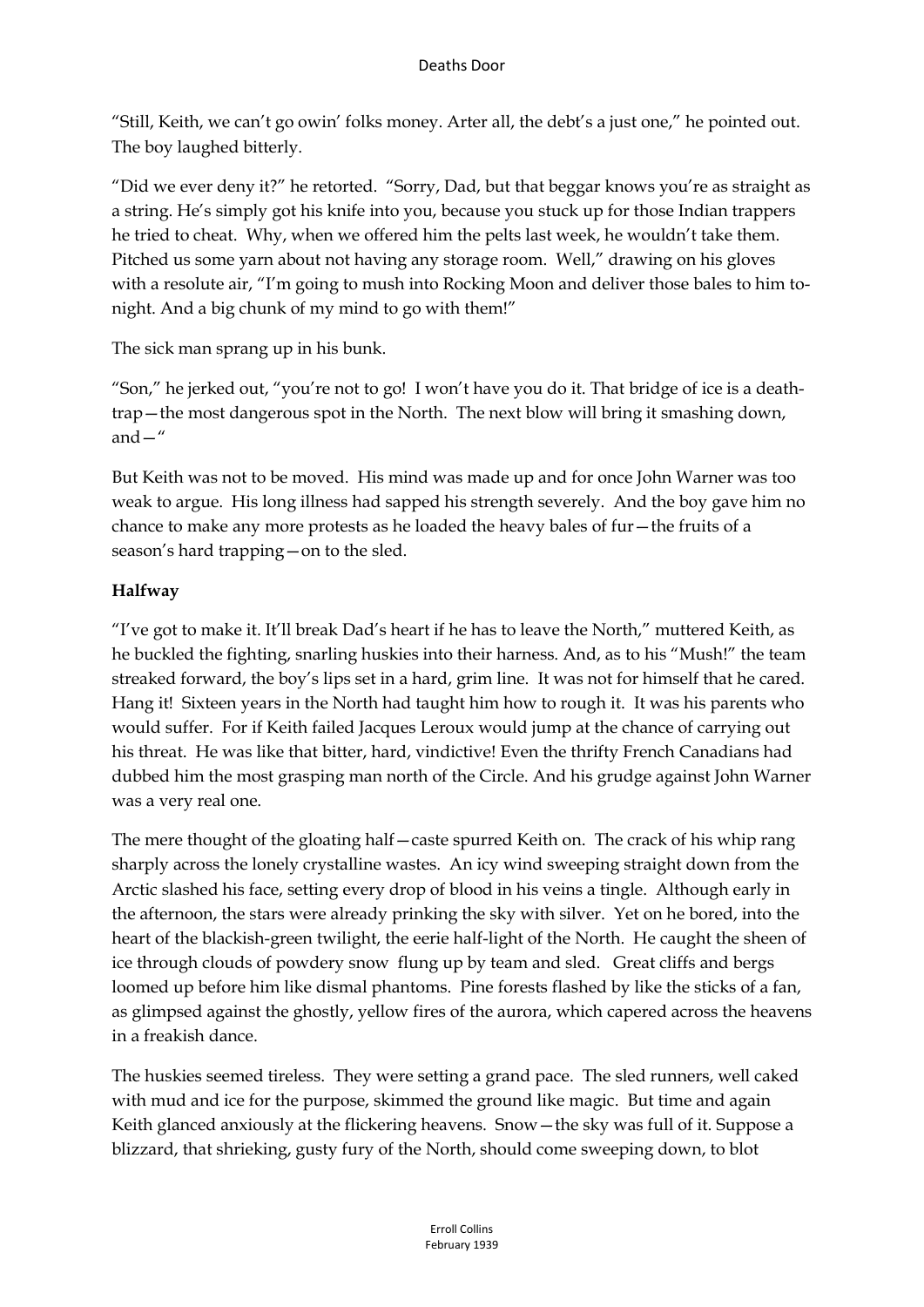"Still, Keith, we can't go owin' folks money. Arter all, the debt's a just one," he pointed out. The boy laughed bitterly.

"Did we ever deny it?" he retorted. "Sorry, Dad, but that beggar knows you're as straight as a string. He's simply got his knife into you, because you stuck up for those Indian trappers he tried to cheat. Why, when we offered him the pelts last week, he wouldn't take them. Pitched us some yarn about not having any storage room. Well," drawing on his gloves with a resolute air, "I'm going to mush into Rocking Moon and deliver those bales to him to-night. And a big chunk of my mind to go with them!"

The sick man sprang up in his bunk.

"Son," he jerked out, "you're not to go! I won't have you do it. That bridge of ice is a death-trap—the most dangerous spot in the North. The next blow will bring it smashing down, and—"

But Keith was not to be moved. His mind was made up and for once John Warner was too weak to argue. His long illness had sapped his strength severely. And the boy gave him no chance to make any more protests as he loaded the heavy bales of fur—the fruits of a season's hard trapping—on to the sled.

**Halfway**

"I've got to make it. It'll break Dad's heart if he has to leave the North," muttered Keith, as he buckled the fighting, snarling huskies into their harness. And, as to his "Mush!" the team streaked forward, the boy's lips set in a hard, grim line. It was not for himself that he cared. Hang it! Sixteen years in the North had taught him how to rough it. It was his parents who would suffer. For if Keith failed Jacques Leroux would jump at the chance of carrying out his threat. He was like that bitter, hard, vindictive! Even the thrifty French Canadians had dubbed him the most grasping man north of the Circle. And his grudge against John Warner was a very real one.

The mere thought of the gloating half—caste spurred Keith on. The crack of his whip rang sharply across the lonely crystalline wastes. An icy wind sweeping straight down from the Arctic slashed his face, setting every drop of blood in his veins a tingle. Although early in the afternoon, the stars were already prinking the sky with silver. Yet on he bored, into the heart of the blackish-green twilight, the eerie half-light of the North. He caught the sheen of ice through clouds of powdery snow flung up by team and sled. Great cliffs and bergs loomed up before him like dismal phantoms. Pine forests flashed by like the sticks of a fan, as glimpsed against the ghostly, yellow fires of the aurora, which capered across the heavens in a freakish dance.

The huskies seemed tireless. They were setting a grand pace. The sled runners, well caked with mud and ice for the purpose, skimmed the ground like magic. But time and again Keith glanced anxiously at the flickering heavens. Snow—the sky was full of it. Suppose a blizzard, that shrieking, gusty fury of the North, should come sweeping down, to blot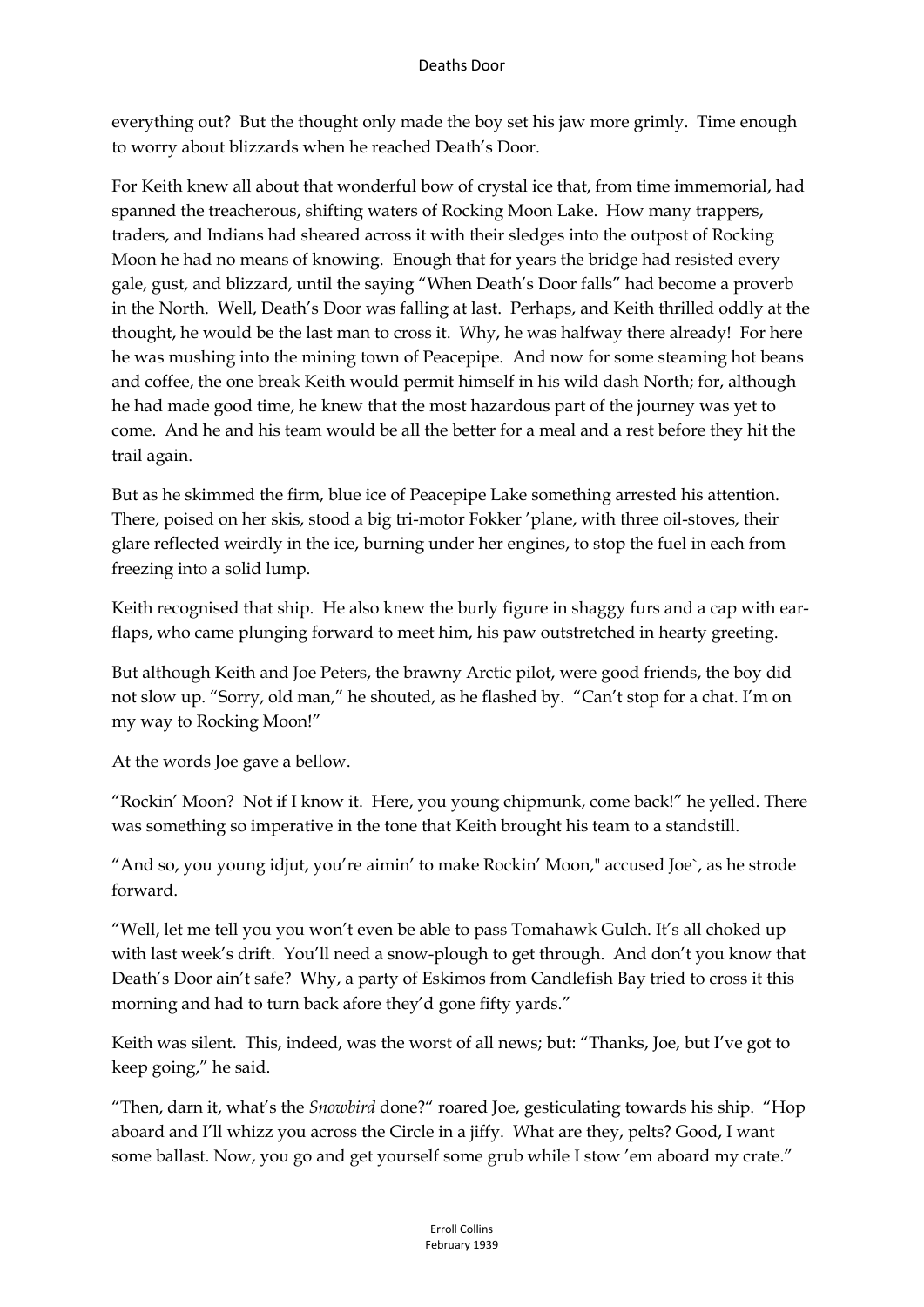everything out? But the thought only made the boy set his jaw more grimly. Time enough to worry about blizzards when he reached Death's Door.

For Keith knew all about that wonderful bow of crystal ice that, from time immemorial, had spanned the treacherous, shifting waters of Rocking Moon Lake. How many trappers, traders, and Indians had sheared across it with their sledges into the outpost of Rocking Moon he had no means of knowing. Enough that for years the bridge had resisted every gale, gust, and blizzard, until the saying "When Death's Door falls" had become a proverb in the North. Well, Death's Door was falling at last. Perhaps, and Keith thrilled oddly at the thought, he would be the last man to cross it. Why, he was halfway there already! For here he was mushing into the mining town of Peacepipe. And now for some steaming hot beans and coffee, the one break Keith would permit himself in his wild dash North; for, although he had made good time, he knew that the most hazardous part of the journey was yet to come. And he and his team would be all the better for a meal and a rest before they hit the trail again.

But as he skimmed the firm, blue ice of Peacepipe Lake something arrested his attention. There, poised on her skis, stood a big tri-motor Fokker 'plane, with three oil-stoves, their glare reflected weirdly in the ice, burning under her engines, to stop the fuel in each from freezing into a solid lump.

Keith recognised that ship. He also knew the burly figure in shaggy furs and a cap with ear-flaps, who came plunging forward to meet him, his paw outstretched in hearty greeting.

But although Keith and Joe Peters, the brawny Arctic pilot, were good friends, the boy did not slow up. "Sorry, old man," he shouted, as he flashed by. "Can't stop for a chat. I'm on my way to Rocking Moon!"

At the words Joe gave a bellow.

"Rockin' Moon? Not if I know it. Here, you young chipmunk, come back!" he yelled. There was something so imperative in the tone that Keith brought his team to a standstill.

"And so, you young idjut, you're aimin' to make Rockin' Moon," accused Joe`, as he strode forward.

"Well, let me tell you you won't even be able to pass Tomahawk Gulch. It's all choked up with last week's drift. You'll need a snow-plough to get through. And don't you know that Death's Door ain't safe? Why, a party of Eskimos from Candlefish Bay tried to cross it this morning and had to turn back afore they'd gone fifty yards."

Keith was silent. This, indeed, was the worst of all news; but: "Thanks, Joe, but I've got to keep going," he said.

"Then, darn it, what's the *Snowbird* done?" roared Joe, gesticulating towards his ship. "Hop aboard and I'll whizz you across the Circle in a jiffy. What are they, pelts? Good, I want some ballast. Now, you go and get yourself some grub while I stow 'em aboard my crate."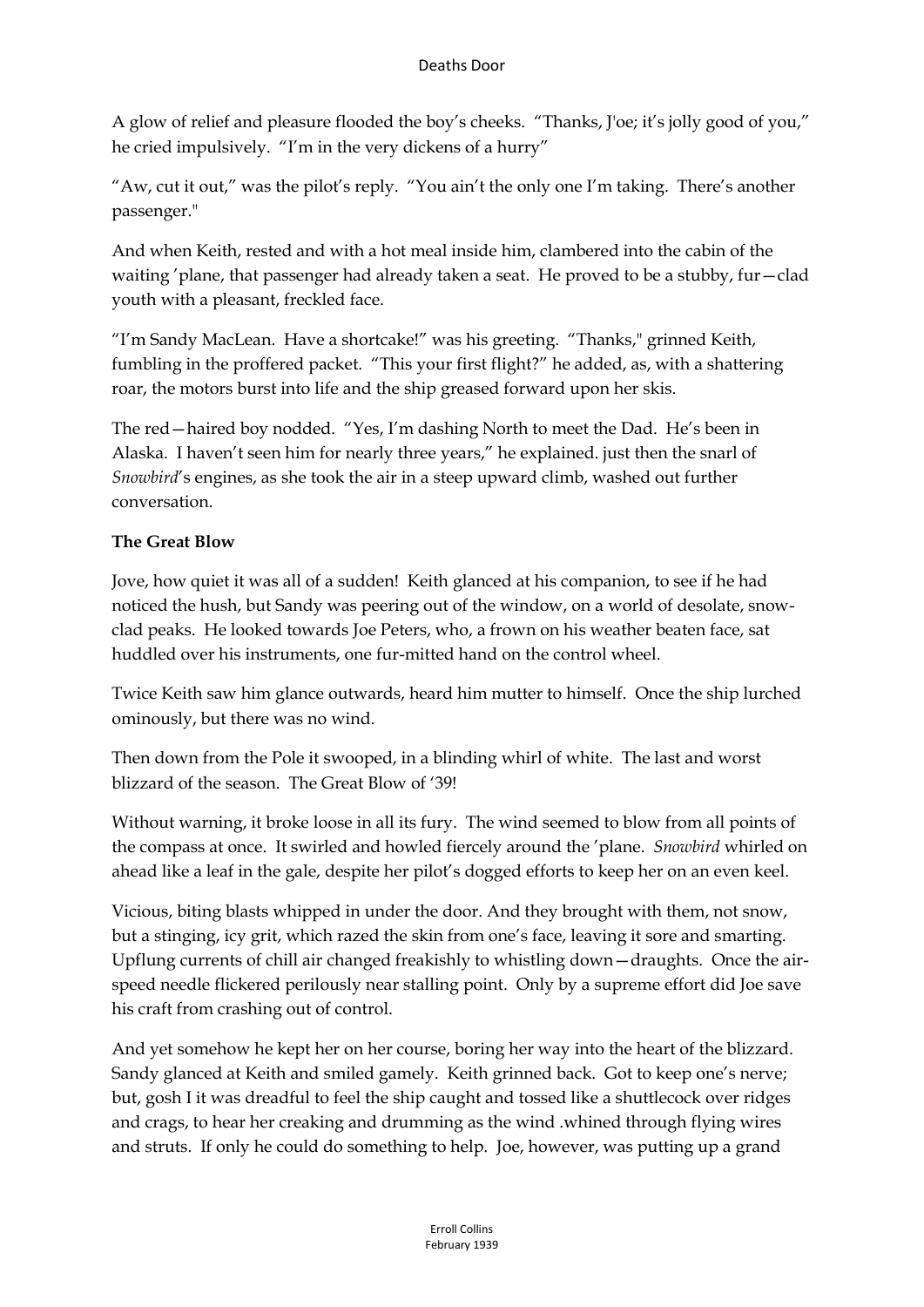A glow of relief and pleasure flooded the boy's cheeks. "Thanks, J'oe; it's jolly good of you," he cried impulsively. "I'm in the very dickens of a hurry"

"Aw, cut it out," was the pilot's reply. "You ain't the only one I'm taking. There's another passenger."

And when Keith, rested and with a hot meal inside him, clambered into the cabin of the waiting 'plane, that passenger had already taken a seat. He proved to be a stubby, fur—clad youth with a pleasant, freckled face.

"I'm Sandy MacLean. Have a shortcake!" was his greeting. "Thanks," grinned Keith, fumbling in the proffered packet. "This your first flight?" he added, as, with a shattering roar, the motors burst into life and the ship greased forward upon her skis.

The red—haired boy nodded. "Yes, I'm dashing North to meet the Dad. He's been in Alaska. I haven't seen him for nearly three years," he explained. just then the snarl of *Snowbird*'s engines, as she took the air in a steep upward climb, washed out further conversation.

**The Great Blow**

Jove, how quiet it was all of a sudden! Keith glanced at his companion, to see if he had noticed the hush, but Sandy was peering out of the window, on a world of desolate, snow-clad peaks. He looked towards Joe Peters, who, a frown on his weather beaten face, sat huddled over his instruments, one fur-mitted hand on the control wheel.

Twice Keith saw him glance outwards, heard him mutter to himself. Once the ship lurched ominously, but there was no wind.

Then down from the Pole it swooped, in a blinding whirl of white. The last and worst blizzard of the season. The Great Blow of '39!

Without warning, it broke loose in all its fury. The wind seemed to blow from all points of the compass at once. It swirled and howled fiercely around the 'plane. *Snowbird* whirled on ahead like a leaf in the gale, despite her pilot's dogged efforts to keep her on an even keel.

Vicious, biting blasts whipped in under the door. And they brought with them, not snow, but a stinging, icy grit, which razed the skin from one's face, leaving it sore and smarting. Upflung currents of chill air changed freakishly to whistling down—draughts. Once the air-speed needle flickered perilously near stalling point. Only by a supreme effort did Joe save his craft from crashing out of control.

And yet somehow he kept her on her course, boring her way into the heart of the blizzard. Sandy glanced at Keith and smiled gamely. Keith grinned back. Got to keep one's nerve; but, gosh I it was dreadful to feel the ship caught and tossed like a shuttlecock over ridges and crags, to hear her creaking and drumming as the wind .whined through flying wires and struts. If only he could do something to help. Joe, however, was putting up a grand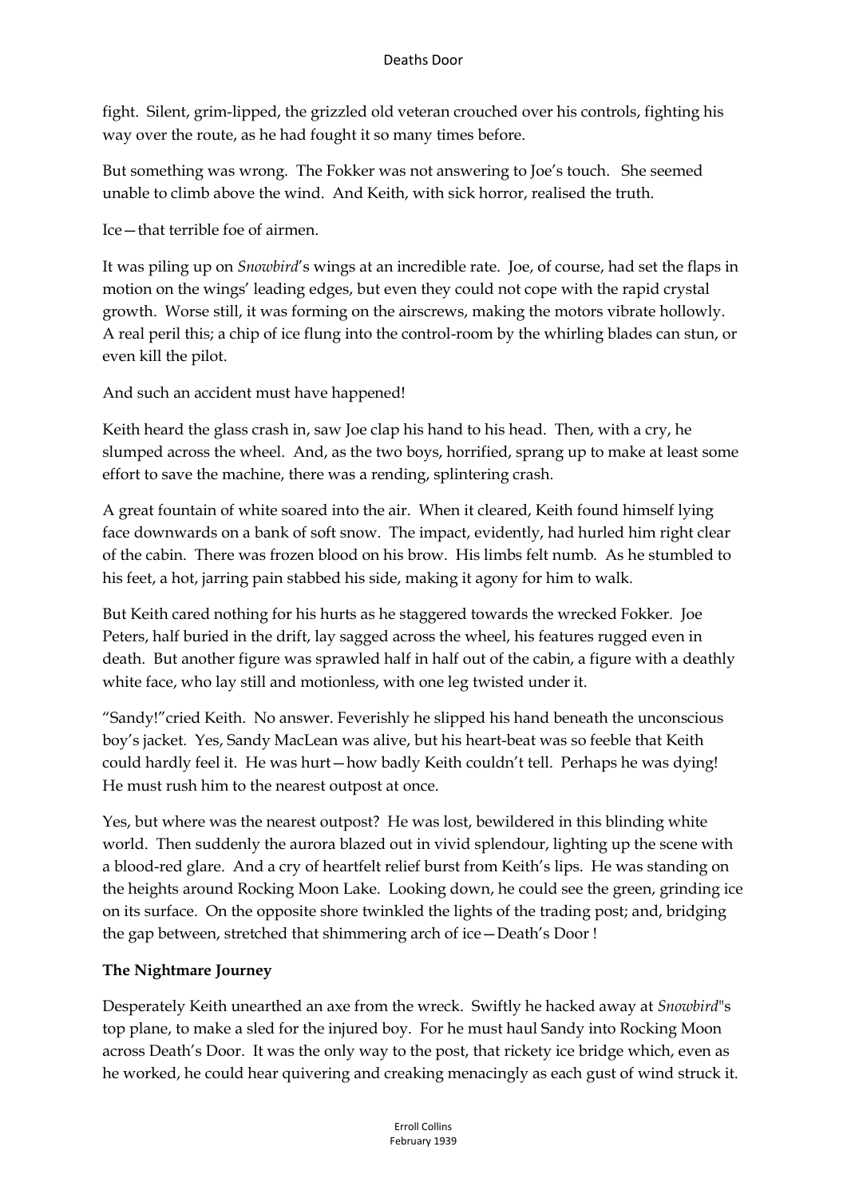fight. Silent, grim-lipped, the grizzled old veteran crouched over his controls, fighting his way over the route, as he had fought it so many times before.

But something was wrong. The Fokker was not answering to Joe's touch. She seemed unable to climb above the wind. And Keith, with sick horror, realised the truth.

Ice—that terrible foe of airmen.

It was piling up on *Snowbird*'s wings at an incredible rate. Joe, of course, had set the flaps in motion on the wings' leading edges, but even they could not cope with the rapid crystal growth. Worse still, it was forming on the airscrews, making the motors vibrate hollowly. A real peril this; a chip of ice flung into the control-room by the whirling blades can stun, or even kill the pilot.

And such an accident must have happened!

Keith heard the glass crash in, saw Joe clap his hand to his head. Then, with a cry, he slumped across the wheel. And, as the two boys, horrified, sprang up to make at least some effort to save the machine, there was a rending, splintering crash.

A great fountain of white soared into the air. When it cleared, Keith found himself lying face downwards on a bank of soft snow. The impact, evidently, had hurled him right clear of the cabin. There was frozen blood on his brow. His limbs felt numb. As he stumbled to his feet, a hot, jarring pain stabbed his side, making it agony for him to walk.

But Keith cared nothing for his hurts as he staggered towards the wrecked Fokker. Joe Peters, half buried in the drift, lay sagged across the wheel, his features rugged even in death. But another figure was sprawled half in half out of the cabin, a figure with a deathly white face, who lay still and motionless, with one leg twisted under it.

"Sandy!"cried Keith. No answer. Feverishly he slipped his hand beneath the unconscious boy's jacket. Yes, Sandy MacLean was alive, but his heart-beat was so feeble that Keith could hardly feel it. He was hurt—how badly Keith couldn't tell. Perhaps he was dying! He must rush him to the nearest outpost at once.

Yes, but where was the nearest outpost? He was lost, bewildered in this blinding white world. Then suddenly the aurora blazed out in vivid splendour, lighting up the scene with a blood-red glare. And a cry of heartfelt relief burst from Keith's lips. He was standing on the heights around Rocking Moon Lake. Looking down, he could see the green, grinding ice on its surface. On the opposite shore twinkled the lights of the trading post; and, bridging the gap between, stretched that shimmering arch of ice—Death's Door !

**The Nightmare Journey**

Desperately Keith unearthed an axe from the wreck. Swiftly he hacked away at *Snowbird*"s top plane, to make a sled for the injured boy. For he must haul Sandy into Rocking Moon across Death's Door. It was the only way to the post, that rickety ice bridge which, even as he worked, he could hear quivering and creaking menacingly as each gust of wind struck it.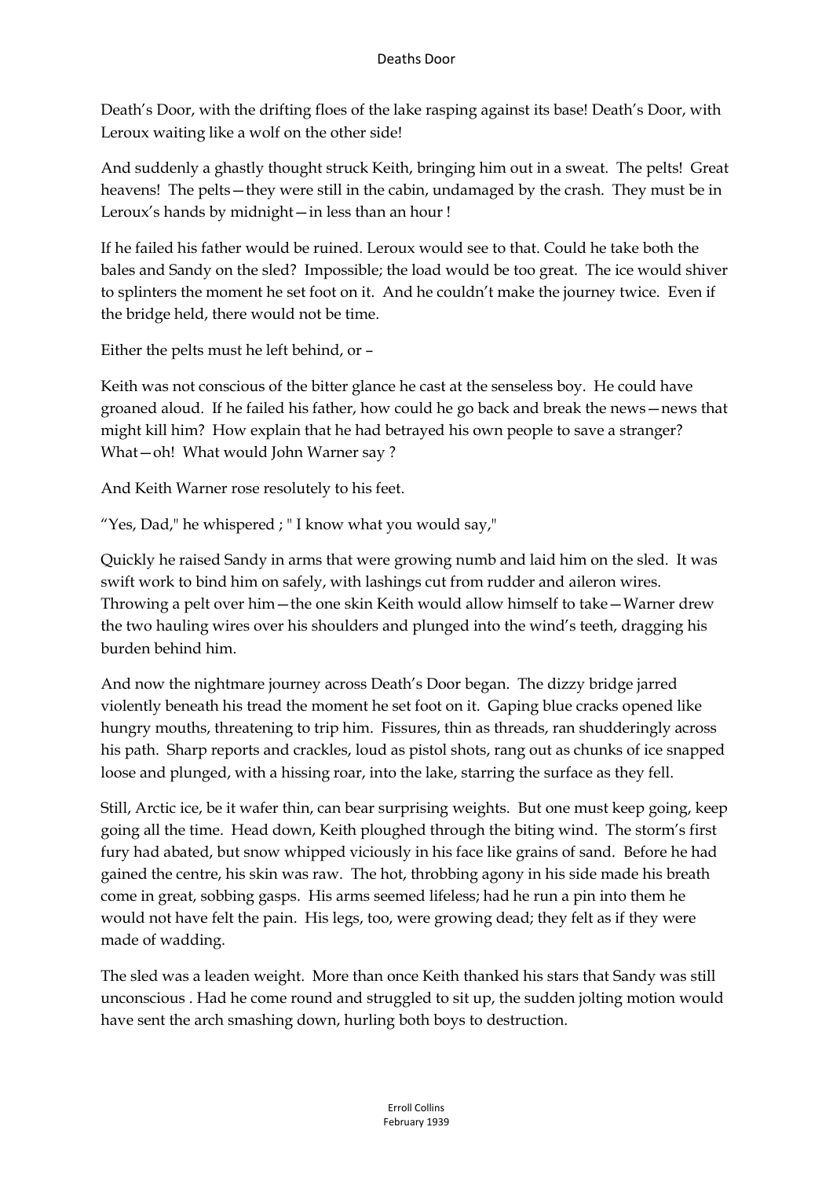Death's Door, with the drifting floes of the lake rasping against its base! Death's Door, with Leroux waiting like a wolf on the other side!

And suddenly a ghastly thought struck Keith, bringing him out in a sweat. The pelts! Great heavens! The pelts—they were still in the cabin, undamaged by the crash. They must be in Leroux's hands by midnight—in less than an hour !

If he failed his father would be ruined. Leroux would see to that. Could he take both the bales and Sandy on the sled? Impossible; the load would be too great. The ice would shiver to splinters the moment he set foot on it. And he couldn't make the journey twice. Even if the bridge held, there would not be time.

Either the pelts must he left behind, or –

Keith was not conscious of the bitter glance he cast at the senseless boy. He could have groaned aloud. If he failed his father, how could he go back and break the news—news that might kill him? How explain that he had betrayed his own people to save a stranger? What—oh! What would John Warner say ?

And Keith Warner rose resolutely to his feet.

"Yes, Dad," he whispered ; " I know what you would say,"

Quickly he raised Sandy in arms that were growing numb and laid him on the sled. It was swift work to bind him on safely, with lashings cut from rudder and aileron wires. Throwing a pelt over him—the one skin Keith would allow himself to take—Warner drew the two hauling wires over his shoulders and plunged into the wind's teeth, dragging his burden behind him.

And now the nightmare journey across Death's Door began. The dizzy bridge jarred violently beneath his tread the moment he set foot on it. Gaping blue cracks opened like hungry mouths, threatening to trip him. Fissures, thin as threads, ran shudderingly across his path. Sharp reports and crackles, loud as pistol shots, rang out as chunks of ice snapped loose and plunged, with a hissing roar, into the lake, starring the surface as they fell.

Still, Arctic ice, be it wafer thin, can bear surprising weights. But one must keep going, keep going all the time. Head down, Keith ploughed through the biting wind. The storm's first fury had abated, but snow whipped viciously in his face like grains of sand. Before he had gained the centre, his skin was raw. The hot, throbbing agony in his side made his breath come in great, sobbing gasps. His arms seemed lifeless; had he run a pin into them he would not have felt the pain. His legs, too, were growing dead; they felt as if they were made of wadding.

The sled was a leaden weight. More than once Keith thanked his stars that Sandy was still unconscious . Had he come round and struggled to sit up, the sudden jolting motion would have sent the arch smashing down, hurling both boys to destruction.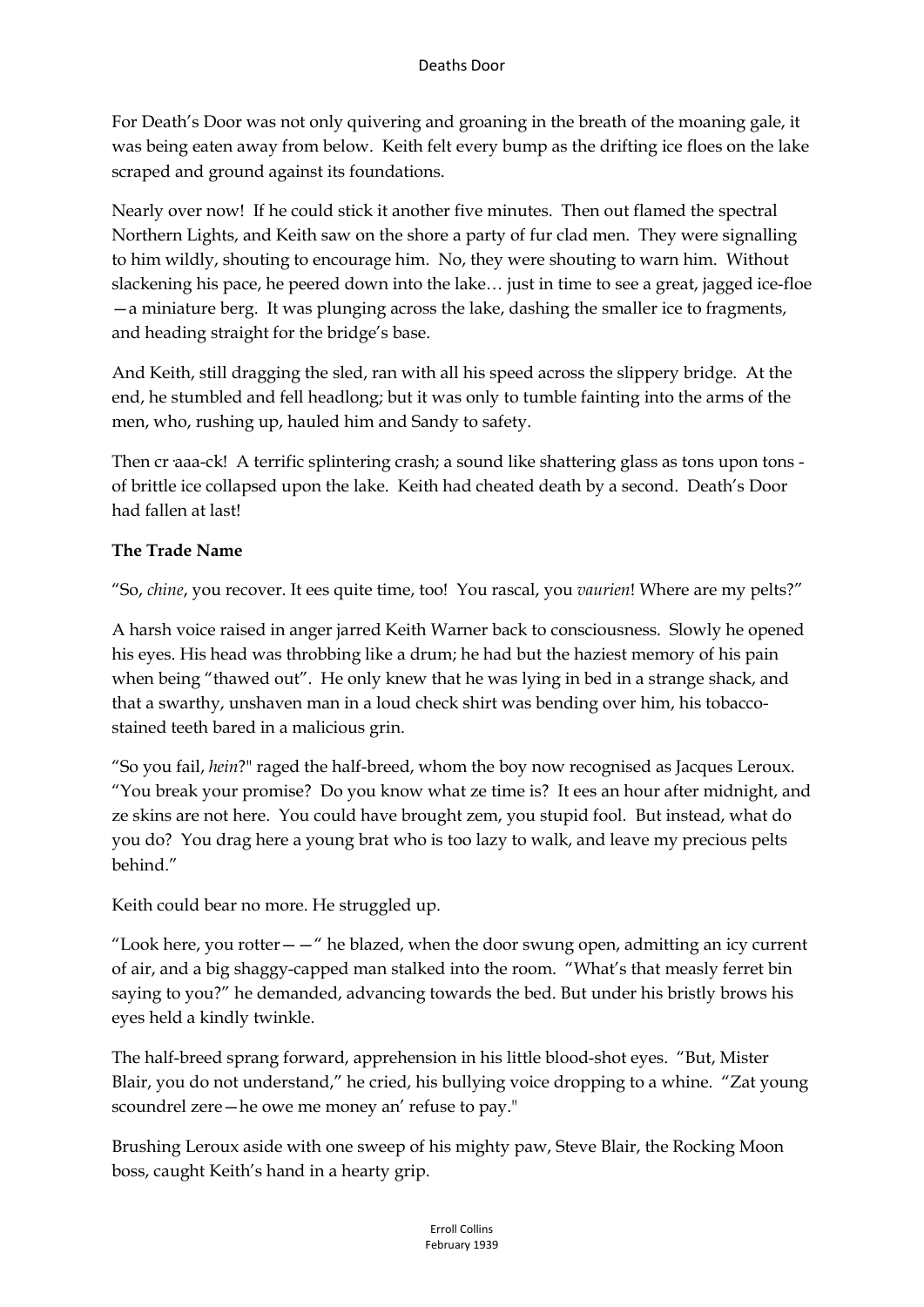For Death's Door was not only quivering and groaning in the breath of the moaning gale, it was being eaten away from below. Keith felt every bump as the drifting ice floes on the lake scraped and ground against its foundations.

Nearly over now! If he could stick it another five minutes. Then out flamed the spectral Northern Lights, and Keith saw on the shore a party of fur clad men. They were signalling to him wildly, shouting to encourage him. No, they were shouting to warn him. Without slackening his pace, he peered down into the lake… just in time to see a great, jagged ice-floe —a miniature berg. It was plunging across the lake, dashing the smaller ice to fragments, and heading straight for the bridge's base.

And Keith, still dragging the sled, ran with all his speed across the slippery bridge. At the end, he stumbled and fell headlong; but it was only to tumble fainting into the arms of the men, who, rushing up, hauled him and Sandy to safety.

Then cr·aaa-ck! A terrific splintering crash; a sound like shattering glass as tons upon tons - of brittle ice collapsed upon the lake. Keith had cheated death by a second. Death's Door had fallen at last!

**The Trade Name**

"So, *chine*, you recover. It ees quite time, too! You rascal, you *vaurien*! Where are my pelts?"

A harsh voice raised in anger jarred Keith Warner back to consciousness. Slowly he opened his eyes. His head was throbbing like a drum; he had but the haziest memory of his pain when being "thawed out". He only knew that he was lying in bed in a strange shack, and that a swarthy, unshaven man in a loud check shirt was bending over him, his tobacco-stained teeth bared in a malicious grin.

"So you fail, *hein*?" raged the half-breed, whom the boy now recognised as Jacques Leroux. "You break your promise? Do you know what ze time is? It ees an hour after midnight, and ze skins are not here. You could have brought zem, you stupid fool. But instead, what do you do? You drag here a young brat who is too lazy to walk, and leave my precious pelts behind."

Keith could bear no more. He struggled up.

"Look here, you rotter— —" he blazed, when the door swung open, admitting an icy current of air, and a big shaggy-capped man stalked into the room. "What's that measly ferret bin saying to you?" he demanded, advancing towards the bed. But under his bristly brows his eyes held a kindly twinkle.

The half-breed sprang forward, apprehension in his little blood-shot eyes. "But, Mister Blair, you do not understand," he cried, his bullying voice dropping to a whine. "Zat young scoundrel zere—he owe me money an' refuse to pay."

Brushing Leroux aside with one sweep of his mighty paw, Steve Blair, the Rocking Moon boss, caught Keith's hand in a hearty grip.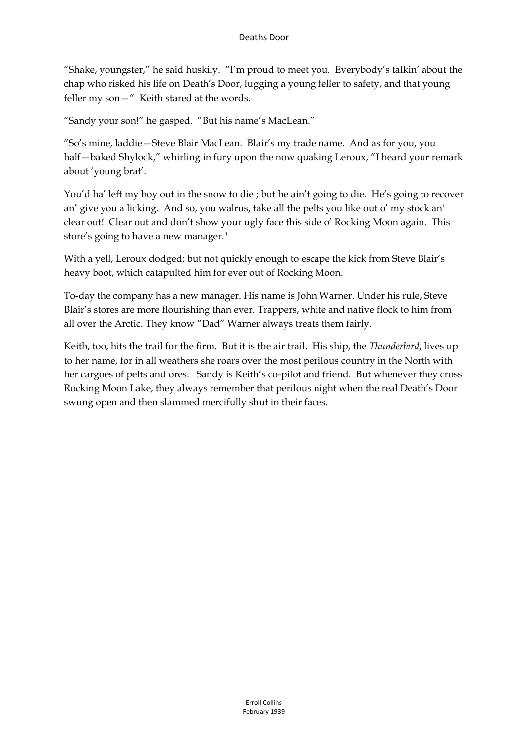"Shake, youngster," he said huskily. "I'm proud to meet you. Everybody's talkin' about the chap who risked his life on Death's Door, lugging a young feller to safety, and that young feller my son—" Keith stared at the words.

"Sandy your son!" he gasped. "But his name's MacLean."

"So's mine, laddie—Steve Blair MacLean. Blair's my trade name. And as for you, you half—baked Shylock," whirling in fury upon the now quaking Leroux, "I heard your remark about 'young brat'.

You'd ha' left my boy out in the snow to die ; but he ain't going to die. He's going to recover an' give you a licking. And so, you walrus, take all the pelts you like out o' my stock an' clear out! Clear out and don't show your ugly face this side o' Rocking Moon again. This store's going to have a new manager."

With a yell, Leroux dodged; but not quickly enough to escape the kick from Steve Blair's heavy boot, which catapulted him for ever out of Rocking Moon.

To-day the company has a new manager. His name is John Warner. Under his rule, Steve Blair's stores are more flourishing than ever. Trappers, white and native flock to him from all over the Arctic. They know "Dad" Warner always treats them fairly.

Keith, too, hits the trail for the firm. But it is the air trail. His ship, the *Thunderbird*, lives up to her name, for in all weathers she roars over the most perilous country in the North with her cargoes of pelts and ores. Sandy is Keith's co-pilot and friend. But whenever they cross Rocking Moon Lake, they always remember that perilous night when the real Death's Door swung open and then slammed mercifully shut in their faces.

Erroll Collins
February 1939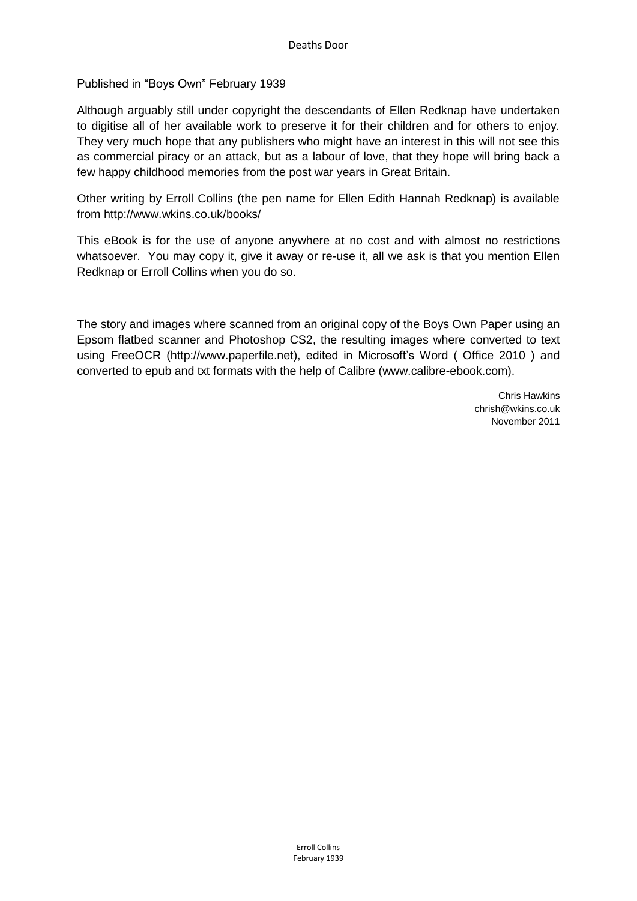Published in "Boys Own" February 1939

Although arguably still under copyright the descendants of Ellen Redknap have undertaken to digitise all of her available work to preserve it for their children and for others to enjoy. They very much hope that any publishers who might have an interest in this will not see this as commercial piracy or an attack, but as a labour of love, that they hope will bring back a few happy childhood memories from the post war years in Great Britain.

Other writing by Erroll Collins (the pen name for Ellen Edith Hannah Redknap) is available from http://www.wkins.co.uk/books/

This eBook is for the use of anyone anywhere at no cost and with almost no restrictions whatsoever. You may copy it, give it away or re-use it, all we ask is that you mention Ellen Redknap or Erroll Collins when you do so.

The story and images where scanned from an original copy of the Boys Own Paper using an Epsom flatbed scanner and Photoshop CS2, the resulting images where converted to text using FreeOCR (http://www.paperfile.net), edited in Microsoft's Word ( Office 2010 ) and converted to epub and txt formats with the help of Calibre (www.calibre-ebook.com).

Chris Hawkins
chrish@wkins.co.uk
November 2011